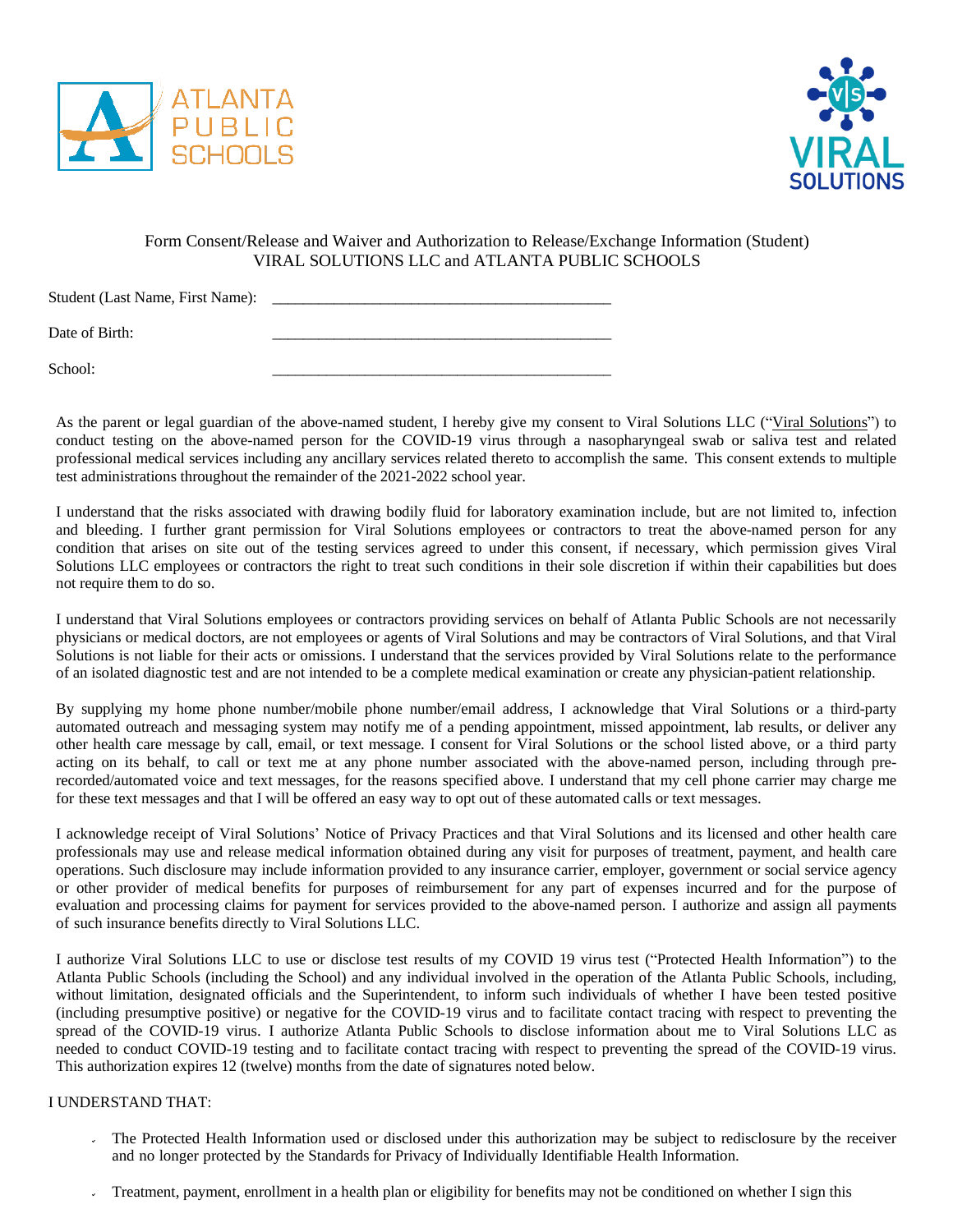ATLANTA PUBLIC SCHOOLS

VIRAL SOLUTIONS

Form Consent/Release and Waiver and Authorization to Release/Exchange Information (Student)
VIRAL SOLUTIONS LLC and ATLANTA PUBLIC SCHOOLS

Student (Last Name, First Name): ___________________________________________

Date of Birth: ___________________________________________

School: ___________________________________________

As the parent or legal guardian of the above-named student, I hereby give my consent to Viral Solutions LLC ("Viral Solutions") to conduct testing on the above-named person for the COVID-19 virus through a nasopharyngeal swab or saliva test and related professional medical services including any ancillary services related thereto to accomplish the same. This consent extends to multiple test administrations throughout the remainder of the 2021-2022 school year.

I understand that the risks associated with drawing bodily fluid for laboratory examination include, but are not limited to, infection and bleeding. I further grant permission for Viral Solutions employees or contractors to treat the above-named person for any condition that arises on site out of the testing services agreed to under this consent, if necessary, which permission gives Viral Solutions LLC employees or contractors the right to treat such conditions in their sole discretion if within their capabilities but does not require them to do so.

I understand that Viral Solutions employees or contractors providing services on behalf of Atlanta Public Schools are not necessarily physicians or medical doctors, are not employees or agents of Viral Solutions and may be contractors of Viral Solutions, and that Viral Solutions is not liable for their acts or omissions. I understand that the services provided by Viral Solutions relate to the performance of an isolated diagnostic test and are not intended to be a complete medical examination or create any physician-patient relationship.

By supplying my home phone number/mobile phone number/email address, I acknowledge that Viral Solutions or a third-party automated outreach and messaging system may notify me of a pending appointment, missed appointment, lab results, or deliver any other health care message by call, email, or text message. I consent for Viral Solutions or the school listed above, or a third party acting on its behalf, to call or text me at any phone number associated with the above-named person, including through pre-recorded/automated voice and text messages, for the reasons specified above. I understand that my cell phone carrier may charge me for these text messages and that I will be offered an easy way to opt out of these automated calls or text messages.

I acknowledge receipt of Viral Solutions' Notice of Privacy Practices and that Viral Solutions and its licensed and other health care professionals may use and release medical information obtained during any visit for purposes of treatment, payment, and health care operations. Such disclosure may include information provided to any insurance carrier, employer, government or social service agency or other provider of medical benefits for purposes of reimbursement for any part of expenses incurred and for the purpose of evaluation and processing claims for payment for services provided to the above-named person. I authorize and assign all payments of such insurance benefits directly to Viral Solutions LLC.

I authorize Viral Solutions LLC to use or disclose test results of my COVID 19 virus test ("Protected Health Information") to the Atlanta Public Schools (including the School) and any individual involved in the operation of the Atlanta Public Schools, including, without limitation, designated officials and the Superintendent, to inform such individuals of whether I have been tested positive (including presumptive positive) or negative for the COVID-19 virus and to facilitate contact tracing with respect to preventing the spread of the COVID-19 virus. I authorize Atlanta Public Schools to disclose information about me to Viral Solutions LLC as needed to conduct COVID-19 testing and to facilitate contact tracing with respect to preventing the spread of the COVID-19 virus. This authorization expires 12 (twelve) months from the date of signatures noted below.

I UNDERSTAND THAT:

- The Protected Health Information used or disclosed under this authorization may be subject to redisclosure by the receiver and no longer protected by the Standards for Privacy of Individually Identifiable Health Information.
- Treatment, payment, enrollment in a health plan or eligibility for benefits may not be conditioned on whether I sign this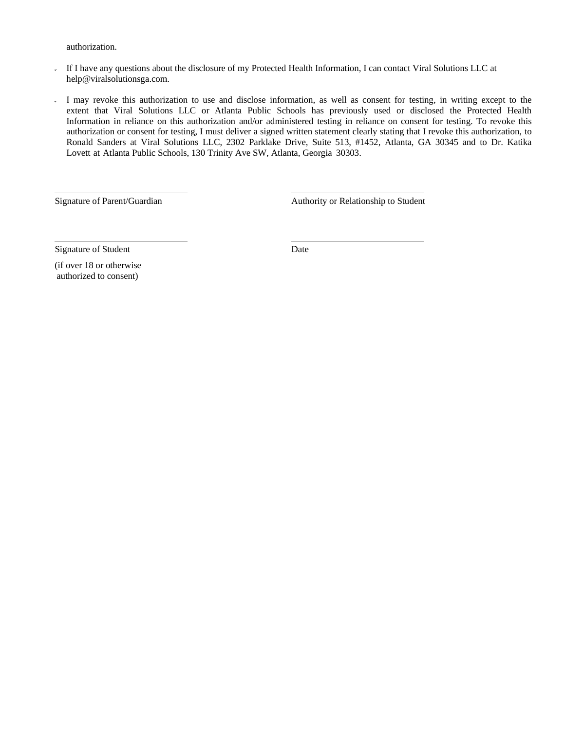authorization.

- If I have any questions about the disclosure of my Protected Health Information, I can contact Viral Solutions LLC at help@viralsolutionsga.com.

- I may revoke this authorization to use and disclose information, as well as consent for testing, in writing except to the extent that Viral Solutions LLC or Atlanta Public Schools has previously used or disclosed the Protected Health Information in reliance on this authorization and/or administered testing in reliance on consent for testing. To revoke this authorization or consent for testing, I must deliver a signed written statement clearly stating that I revoke this authorization, to Ronald Sanders at Viral Solutions LLC, 2302 Parklake Drive, Suite 513, #1452, Atlanta, GA 30345 and to Dr. Katika Lovett at Atlanta Public Schools, 130 Trinity Ave SW, Atlanta, Georgia 30303.

\_\_\_\_\_\_\_\_\_\_\_\_\_\_\_\_\_\_\_\_\_\_\_\_\_\_\_\_\_\_
Signature of Parent/Guardian

\_\_\_\_\_\_\_\_\_\_\_\_\_\_\_\_\_\_\_\_\_\_\_\_\_\_\_\_\_\_
Authority or Relationship to Student

\_\_\_\_\_\_\_\_\_\_\_\_\_\_\_\_\_\_\_\_\_\_\_\_\_\_\_\_\_\_
Signature of Student

(if over 18 or otherwise authorized to consent)

\_\_\_\_\_\_\_\_\_\_\_\_\_\_\_\_\_\_\_\_\_\_\_\_\_\_\_\_\_\_
Date